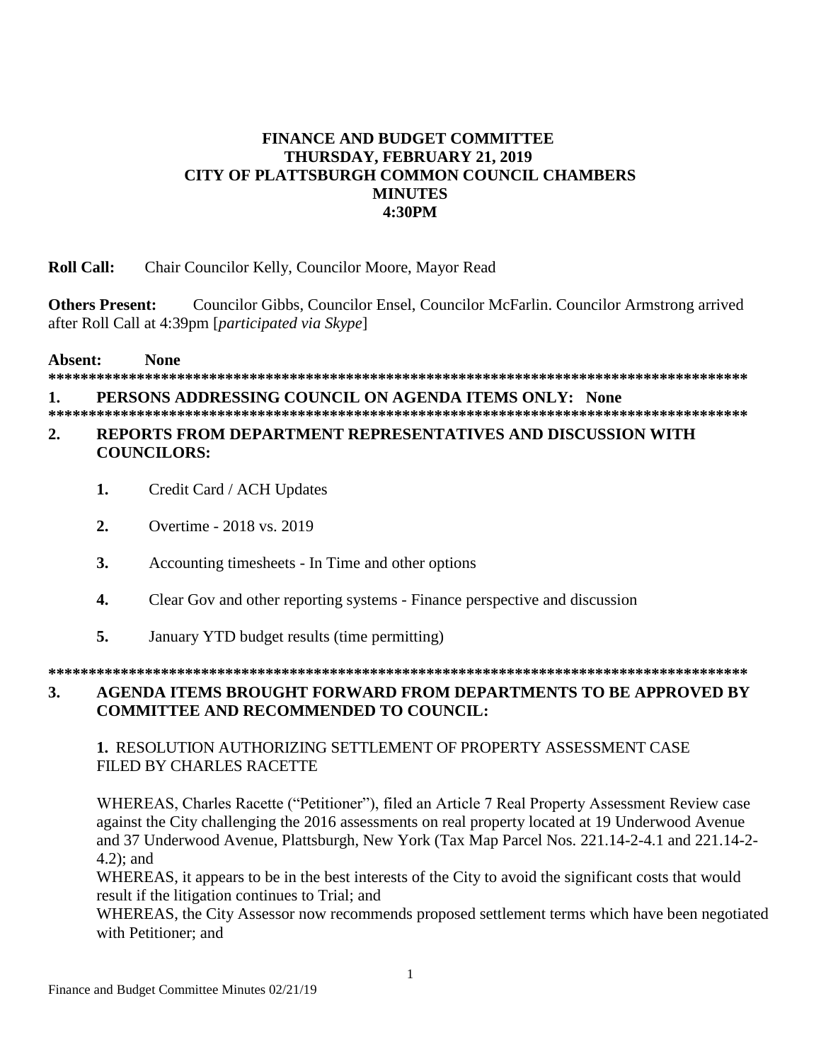# FINANCE AND BUDGET COMMITTEE
## THURSDAY, FEBRUARY 21, 2019
## CITY OF PLATTSBURGH COMMON COUNCIL CHAMBERS
## MINUTES
## 4:30PM

**Roll Call:** Chair Councilor Kelly, Councilor Moore, Mayor Read

**Others Present:** Councilor Gibbs, Councilor Ensel, Councilor McFarlin. Councilor Armstrong arrived after Roll Call at 4:39pm [*participated via Skype*]

**Absent: None**

*******************************************************************************************

**1. PERSONS ADDRESSING COUNCIL ON AGENDA ITEMS ONLY: None**

*******************************************************************************************

**2. REPORTS FROM DEPARTMENT REPRESENTATIVES AND DISCUSSION WITH COUNCILORS:**

1. Credit Card / ACH Updates
2. Overtime - 2018 vs. 2019
3. Accounting timesheets - In Time and other options
4. Clear Gov and other reporting systems - Finance perspective and discussion
5. January YTD budget results (time permitting)

*******************************************************************************************

**3. AGENDA ITEMS BROUGHT FORWARD FROM DEPARTMENTS TO BE APPROVED BY COMMITTEE AND RECOMMENDED TO COUNCIL:**

**1.** RESOLUTION AUTHORIZING SETTLEMENT OF PROPERTY ASSESSMENT CASE FILED BY CHARLES RACETTE

WHEREAS, Charles Racette ("Petitioner"), filed an Article 7 Real Property Assessment Review case against the City challenging the 2016 assessments on real property located at 19 Underwood Avenue and 37 Underwood Avenue, Plattsburgh, New York (Tax Map Parcel Nos. 221.14-2-4.1 and 221.14-2-4.2); and

WHEREAS, it appears to be in the best interests of the City to avoid the significant costs that would result if the litigation continues to Trial; and

WHEREAS, the City Assessor now recommends proposed settlement terms which have been negotiated with Petitioner; and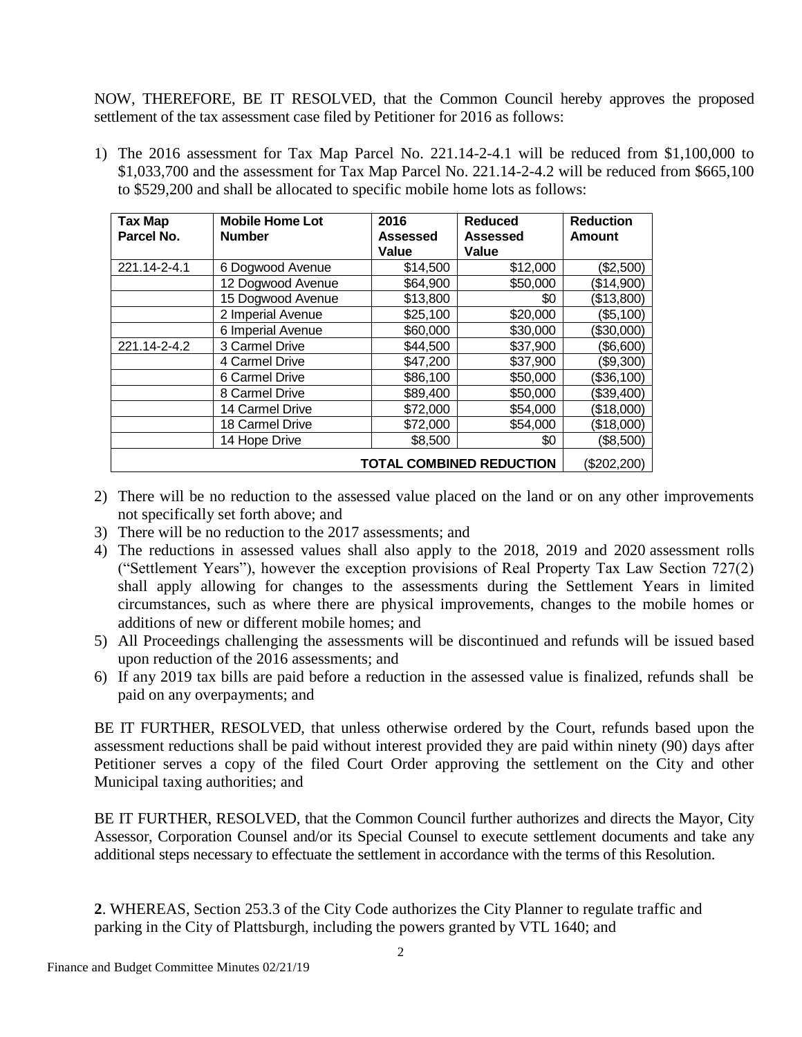NOW, THEREFORE, BE IT RESOLVED, that the Common Council hereby approves the proposed settlement of the tax assessment case filed by Petitioner for 2016 as follows:

1) The 2016 assessment for Tax Map Parcel No. 221.14-2-4.1 will be reduced from $1,100,000 to $1,033,700 and the assessment for Tax Map Parcel No. 221.14-2-4.2 will be reduced from $665,100 to $529,200 and shall be allocated to specific mobile home lots as follows:

| Tax Map Parcel No. | Mobile Home Lot Number | 2016 Assessed Value | Reduced Assessed Value | Reduction Amount |
|---|---|---|---|---|
| 221.14-2-4.1 | 6 Dogwood Avenue | $14,500 | $12,000 | ($2,500) |
| | 12 Dogwood Avenue | $64,900 | $50,000 | ($14,900) |
| | 15 Dogwood Avenue | $13,800 | $0 | ($13,800) |
| | 2 Imperial Avenue | $25,100 | $20,000 | ($5,100) |
| | 6 Imperial Avenue | $60,000 | $30,000 | ($30,000) |
| 221.14-2-4.2 | 3 Carmel Drive | $44,500 | $37,900 | ($6,600) |
| | 4 Carmel Drive | $47,200 | $37,900 | ($9,300) |
| | 6 Carmel Drive | $86,100 | $50,000 | ($36,100) |
| | 8 Carmel Drive | $89,400 | $50,000 | ($39,400) |
| | 14 Carmel Drive | $72,000 | $54,000 | ($18,000) |
| | 18 Carmel Drive | $72,000 | $54,000 | ($18,000) |
| | 14 Hope Drive | $8,500 | $0 | ($8,500) |
| **TOTAL COMBINED REDUCTION** | | | | ($202,200) |

2) There will be no reduction to the assessed value placed on the land or on any other improvements not specifically set forth above; and
3) There will be no reduction to the 2017 assessments; and
4) The reductions in assessed values shall also apply to the 2018, 2019 and 2020 assessment rolls ("Settlement Years"), however the exception provisions of Real Property Tax Law Section 727(2) shall apply allowing for changes to the assessments during the Settlement Years in limited circumstances, such as where there are physical improvements, changes to the mobile homes or additions of new or different mobile homes; and
5) All Proceedings challenging the assessments will be discontinued and refunds will be issued based upon reduction of the 2016 assessments; and
6) If any 2019 tax bills are paid before a reduction in the assessed value is finalized, refunds shall be paid on any overpayments; and

BE IT FURTHER, RESOLVED, that unless otherwise ordered by the Court, refunds based upon the assessment reductions shall be paid without interest provided they are paid within ninety (90) days after Petitioner serves a copy of the filed Court Order approving the settlement on the City and other Municipal taxing authorities; and

BE IT FURTHER, RESOLVED, that the Common Council further authorizes and directs the Mayor, City Assessor, Corporation Counsel and/or its Special Counsel to execute settlement documents and take any additional steps necessary to effectuate the settlement in accordance with the terms of this Resolution.

**2**. WHEREAS, Section 253.3 of the City Code authorizes the City Planner to regulate traffic and parking in the City of Plattsburgh, including the powers granted by VTL 1640; and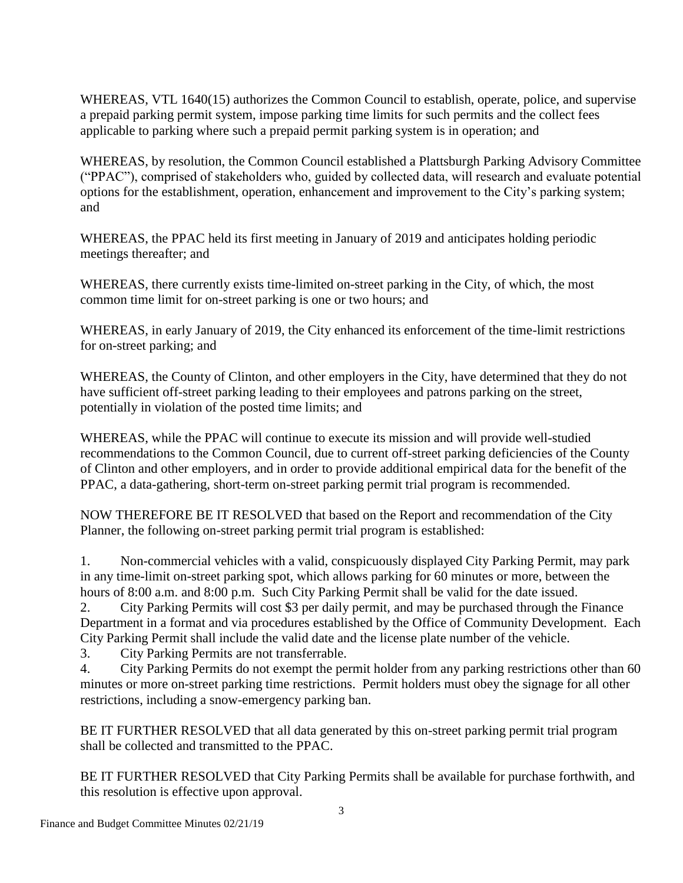WHEREAS, VTL 1640(15) authorizes the Common Council to establish, operate, police, and supervise a prepaid parking permit system, impose parking time limits for such permits and the collect fees applicable to parking where such a prepaid permit parking system is in operation; and

WHEREAS, by resolution, the Common Council established a Plattsburgh Parking Advisory Committee ("PPAC"), comprised of stakeholders who, guided by collected data, will research and evaluate potential options for the establishment, operation, enhancement and improvement to the City's parking system; and

WHEREAS, the PPAC held its first meeting in January of 2019 and anticipates holding periodic meetings thereafter; and

WHEREAS, there currently exists time-limited on-street parking in the City, of which, the most common time limit for on-street parking is one or two hours; and

WHEREAS, in early January of 2019, the City enhanced its enforcement of the time-limit restrictions for on-street parking; and

WHEREAS, the County of Clinton, and other employers in the City, have determined that they do not have sufficient off-street parking leading to their employees and patrons parking on the street, potentially in violation of the posted time limits; and

WHEREAS, while the PPAC will continue to execute its mission and will provide well-studied recommendations to the Common Council, due to current off-street parking deficiencies of the County of Clinton and other employers, and in order to provide additional empirical data for the benefit of the PPAC, a data-gathering, short-term on-street parking permit trial program is recommended.

NOW THEREFORE BE IT RESOLVED that based on the Report and recommendation of the City Planner, the following on-street parking permit trial program is established:

1. Non-commercial vehicles with a valid, conspicuously displayed City Parking Permit, may park in any time-limit on-street parking spot, which allows parking for 60 minutes or more, between the hours of 8:00 a.m. and 8:00 p.m. Such City Parking Permit shall be valid for the date issued.
2. City Parking Permits will cost $3 per daily permit, and may be purchased through the Finance Department in a format and via procedures established by the Office of Community Development. Each City Parking Permit shall include the valid date and the license plate number of the vehicle.
3. City Parking Permits are not transferrable.
4. City Parking Permits do not exempt the permit holder from any parking restrictions other than 60 minutes or more on-street parking time restrictions. Permit holders must obey the signage for all other restrictions, including a snow-emergency parking ban.

BE IT FURTHER RESOLVED that all data generated by this on-street parking permit trial program shall be collected and transmitted to the PPAC.

BE IT FURTHER RESOLVED that City Parking Permits shall be available for purchase forthwith, and this resolution is effective upon approval.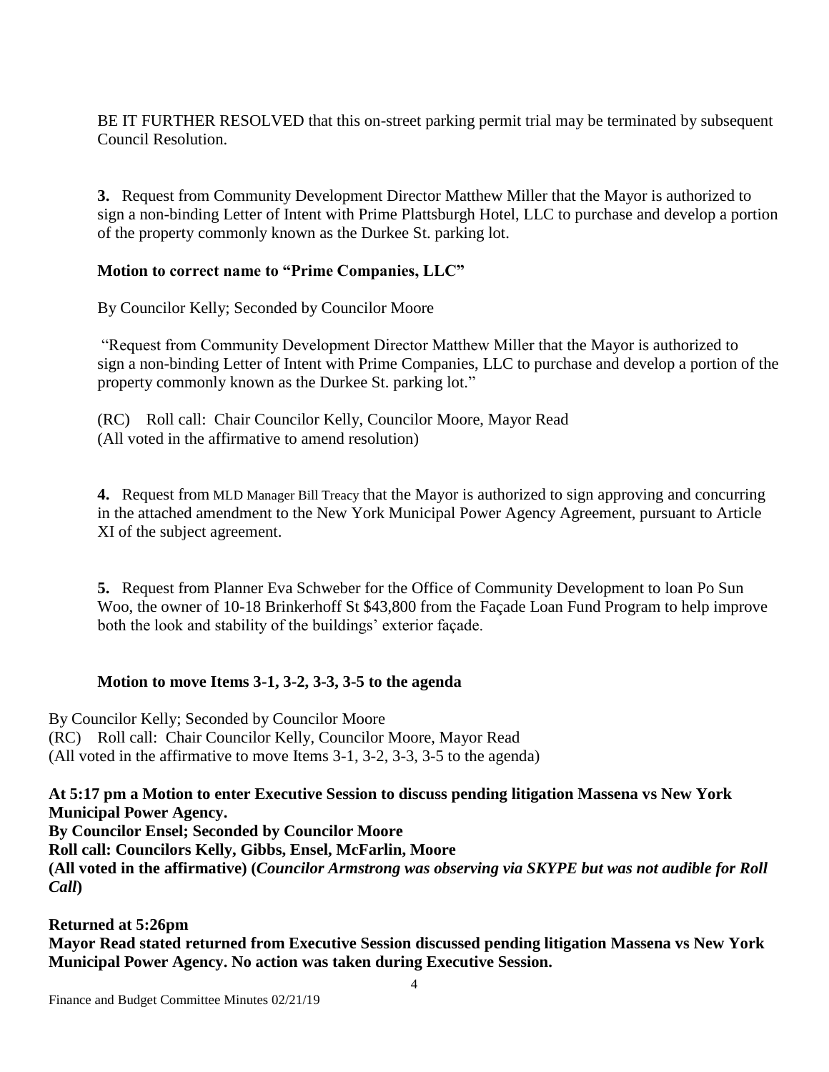BE IT FURTHER RESOLVED that this on-street parking permit trial may be terminated by subsequent Council Resolution.

**3.** Request from Community Development Director Matthew Miller that the Mayor is authorized to sign a non-binding Letter of Intent with Prime Plattsburgh Hotel, LLC to purchase and develop a portion of the property commonly known as the Durkee St. parking lot.

**Motion to correct name to "Prime Companies, LLC"**

By Councilor Kelly; Seconded by Councilor Moore

"Request from Community Development Director Matthew Miller that the Mayor is authorized to sign a non-binding Letter of Intent with Prime Companies, LLC to purchase and develop a portion of the property commonly known as the Durkee St. parking lot."

(RC) Roll call: Chair Councilor Kelly, Councilor Moore, Mayor Read
(All voted in the affirmative to amend resolution)

**4.** Request from MLD Manager Bill Treacy that the Mayor is authorized to sign approving and concurring in the attached amendment to the New York Municipal Power Agency Agreement, pursuant to Article XI of the subject agreement.

**5.** Request from Planner Eva Schweber for the Office of Community Development to loan Po Sun Woo, the owner of 10-18 Brinkerhoff St $43,800 from the Façade Loan Fund Program to help improve both the look and stability of the buildings' exterior façade.

**Motion to move Items 3-1, 3-2, 3-3, 3-5 to the agenda**

By Councilor Kelly; Seconded by Councilor Moore
(RC) Roll call: Chair Councilor Kelly, Councilor Moore, Mayor Read
(All voted in the affirmative to move Items 3-1, 3-2, 3-3, 3-5 to the agenda)

**At 5:17 pm a Motion to enter Executive Session to discuss pending litigation Massena vs New York Municipal Power Agency.**
**By Councilor Ensel; Seconded by Councilor Moore**
**Roll call: Councilors Kelly, Gibbs, Ensel, McFarlin, Moore**
**(All voted in the affirmative) (*Councilor Armstrong was observing via SKYPE but was not audible for Roll Call*)**

**Returned at 5:26pm**
**Mayor Read stated returned from Executive Session discussed pending litigation Massena vs New York Municipal Power Agency. No action was taken during Executive Session.**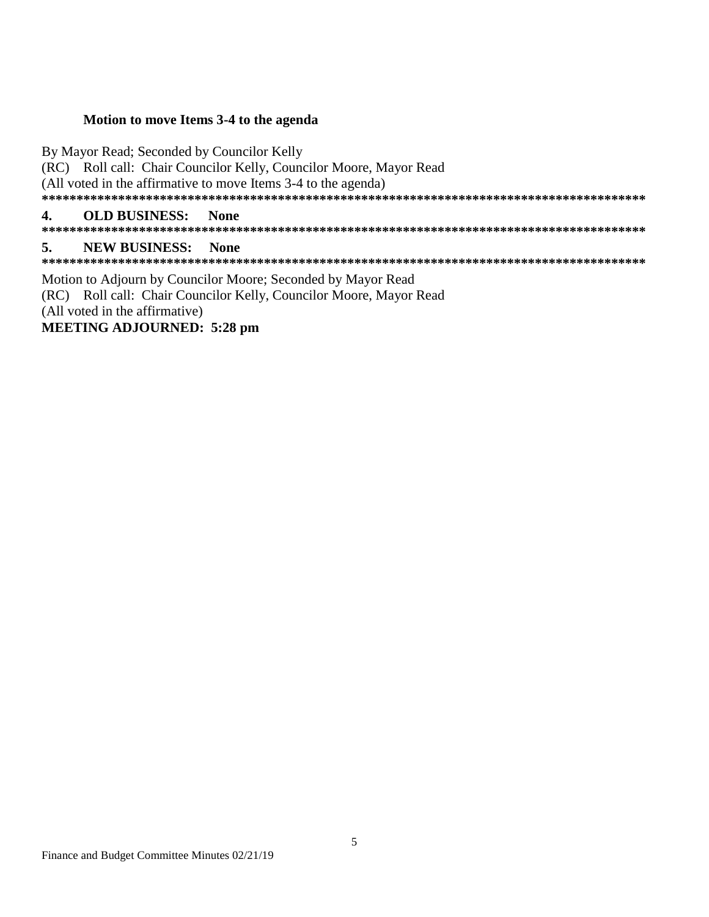**Motion to move Items 3-4 to the agenda**

By Mayor Read; Seconded by Councilor Kelly
(RC) Roll call: Chair Councilor Kelly, Councilor Moore, Mayor Read
(All voted in the affirmative to move Items 3-4 to the agenda)
******************************************************************************************

**4. OLD BUSINESS: None**
******************************************************************************************

**5. NEW BUSINESS: None**
******************************************************************************************

Motion to Adjourn by Councilor Moore; Seconded by Mayor Read
(RC) Roll call: Chair Councilor Kelly, Councilor Moore, Mayor Read
(All voted in the affirmative)

**MEETING ADJOURNED: 5:28 pm**